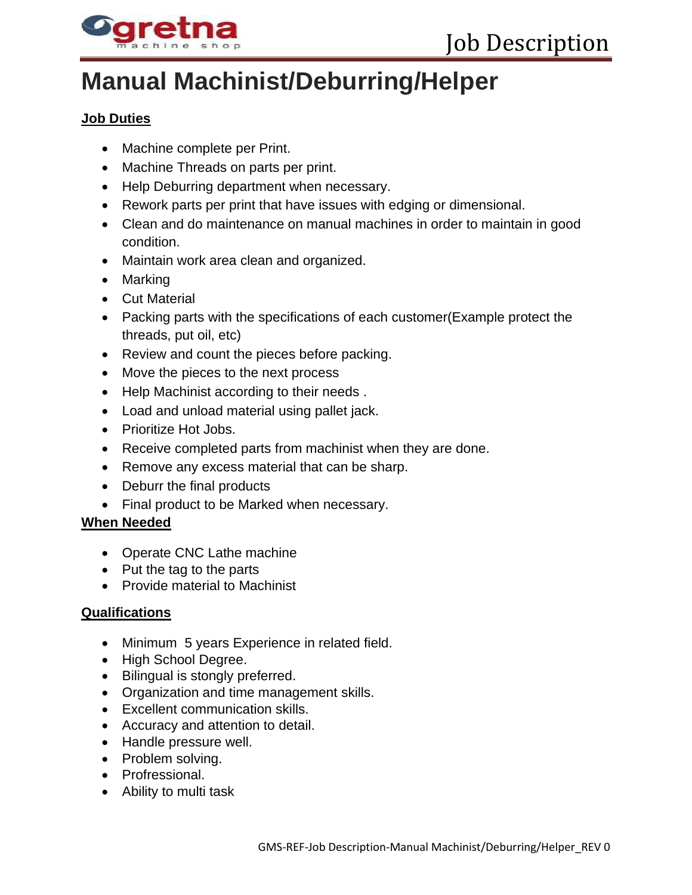Job Description

# Manual Machinist/Deburring/Helper

**Job Duties**

- Machine complete per Print.
- Machine Threads on parts per print.
- Help Deburring department when necessary.
- Rework parts per print that have issues with edging or dimensional.
- Clean and do maintenance on manual machines in order to maintain in good condition.
- Maintain work area clean and organized.
- Marking
- Cut Material
- Packing parts with the specifications of each customer(Example protect the threads, put oil, etc)
- Review and count the pieces before packing.
- Move the pieces to the next process
- Help Machinist according to their needs .
- Load and unload material using pallet jack.
- Prioritize Hot Jobs.
- Receive completed parts from machinist when they are done.
- Remove any excess material that can be sharp.
- Deburr the final products
- Final product to be Marked when necessary.

**When Needed**

- Operate CNC Lathe machine
- Put the tag to the parts
- Provide material to Machinist

**Qualifications**

- Minimum 5 years Experience in related field.
- High School Degree.
- Bilingual is stongly preferred.
- Organization and time management skills.
- Excellent communication skills.
- Accuracy and attention to detail.
- Handle pressure well.
- Problem solving.
- Profressional.
- Ability to multi task

GMS-REF-Job Description-Manual Machinist/Deburring/Helper_REV 0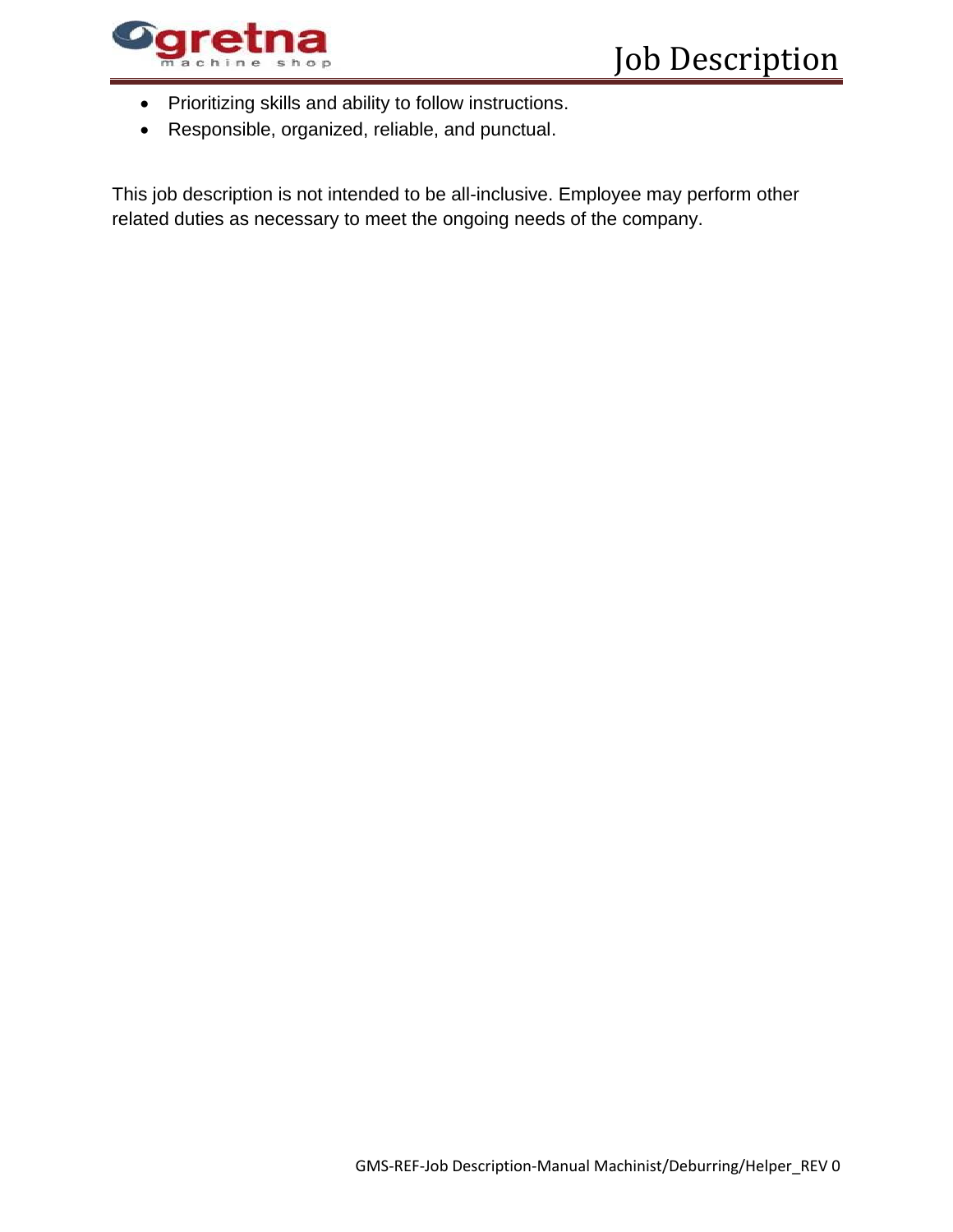- Prioritizing skills and ability to follow instructions.
- Responsible, organized, reliable, and punctual.

This job description is not intended to be all-inclusive. Employee may perform other related duties as necessary to meet the ongoing needs of the company.